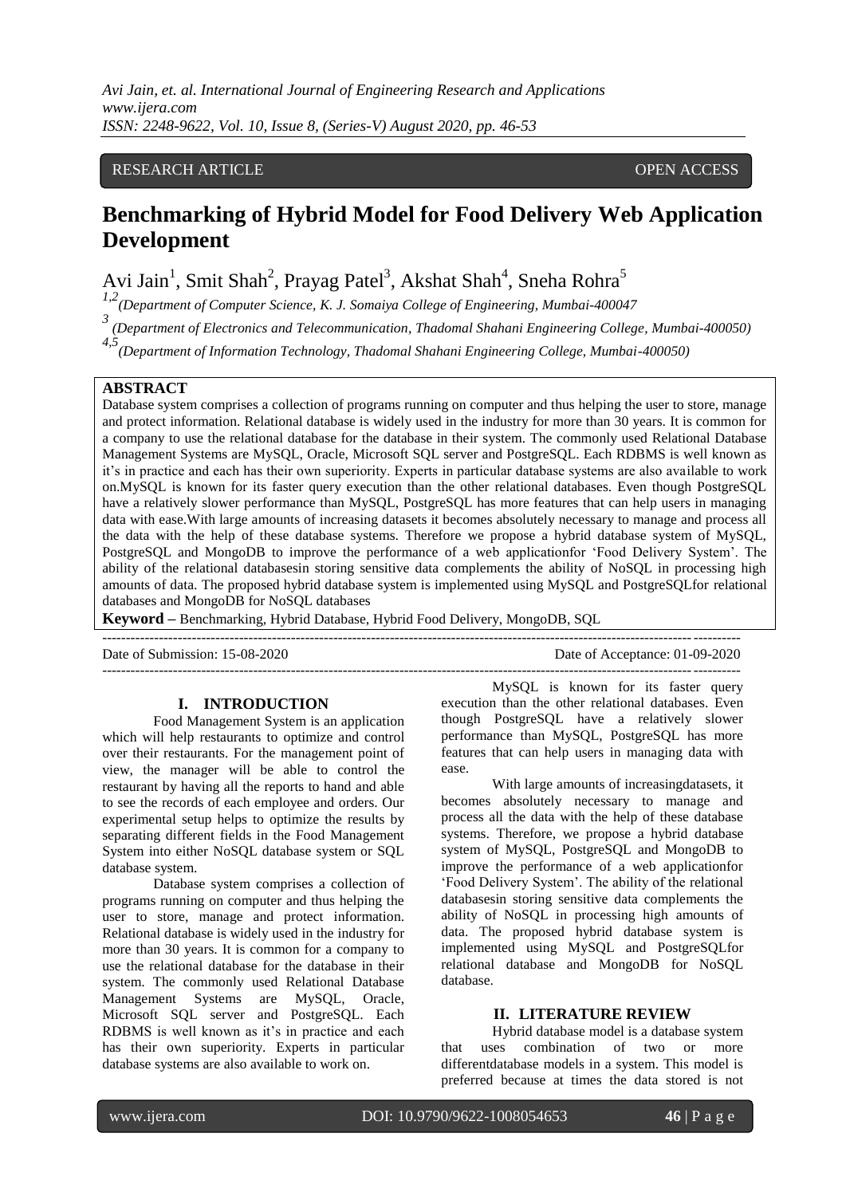RESEARCH ARTICLE OPEN ACCESS

# Benchmarking of Hybrid Model for Food Delivery Web Application Development

Avi Jain[1], Smit Shah[2], Prayag Patel[3], Akshat Shah[4], Sneha Rohra[5]

[1,2](Department of Computer Science, K. J. Somaiya College of Engineering, Mumbai-400047

[3](Department of Electronics and Telecommunication, Thadomal Shahani Engineering College, Mumbai-400050)

[4,5](Department of Information Technology, Thadomal Shahani Engineering College, Mumbai-400050)

**ABSTRACT**

Database system comprises a collection of programs running on computer and thus helping the user to store, manage and protect information. Relational database is widely used in the industry for more than 30 years. It is common for a company to use the relational database for the database in their system. The commonly used Relational Database Management Systems are MySQL, Oracle, Microsoft SQL server and PostgreSQL. Each RDBMS is well known as it's in practice and each has their own superiority. Experts in particular database systems are also available to work on.MySQL is known for its faster query execution than the other relational databases. Even though PostgreSQL have a relatively slower performance than MySQL, PostgreSQL has more features that can help users in managing data with ease.With large amounts of increasing datasets it becomes absolutely necessary to manage and process all the data with the help of these database systems. Therefore we propose a hybrid database system of MySQL, PostgreSQL and MongoDB to improve the performance of a web applicationfor 'Food Delivery System'. The ability of the relational databasesin storing sensitive data complements the ability of NoSQL in processing high amounts of data. The proposed hybrid database system is implemented using MySQL and PostgreSQLfor relational databases and MongoDB for NoSQL databases

**Keyword –** Benchmarking, Hybrid Database, Hybrid Food Delivery, MongoDB, SQL

Date of Submission: 15-08-2020 Date of Acceptance: 01-09-2020

## I. INTRODUCTION

Food Management System is an application which will help restaurants to optimize and control over their restaurants. For the management point of view, the manager will be able to control the restaurant by having all the reports to hand and able to see the records of each employee and orders. Our experimental setup helps to optimize the results by separating different fields in the Food Management System into either NoSQL database system or SQL database system.

Database system comprises a collection of programs running on computer and thus helping the user to store, manage and protect information. Relational database is widely used in the industry for more than 30 years. It is common for a company to use the relational database for the database in their system. The commonly used Relational Database Management Systems are MySQL, Oracle, Microsoft SQL server and PostgreSQL. Each RDBMS is well known as it's in practice and each has their own superiority. Experts in particular database systems are also available to work on.

MySQL is known for its faster query execution than the other relational databases. Even though PostgreSQL have a relatively slower performance than MySQL, PostgreSQL has more features that can help users in managing data with ease.

With large amounts of increasingdatasets, it becomes absolutely necessary to manage and process all the data with the help of these database systems. Therefore, we propose a hybrid database system of MySQL, PostgreSQL and MongoDB to improve the performance of a web applicationfor 'Food Delivery System'. The ability of the relational databasesin storing sensitive data complements the ability of NoSQL in processing high amounts of data. The proposed hybrid database system is implemented using MySQL and PostgreSQLfor relational database and MongoDB for NoSQL database.

## II. LITERATURE REVIEW

Hybrid database model is a database system that uses combination of two or more differentdatabase models in a system. This model is preferred because at times the data stored is not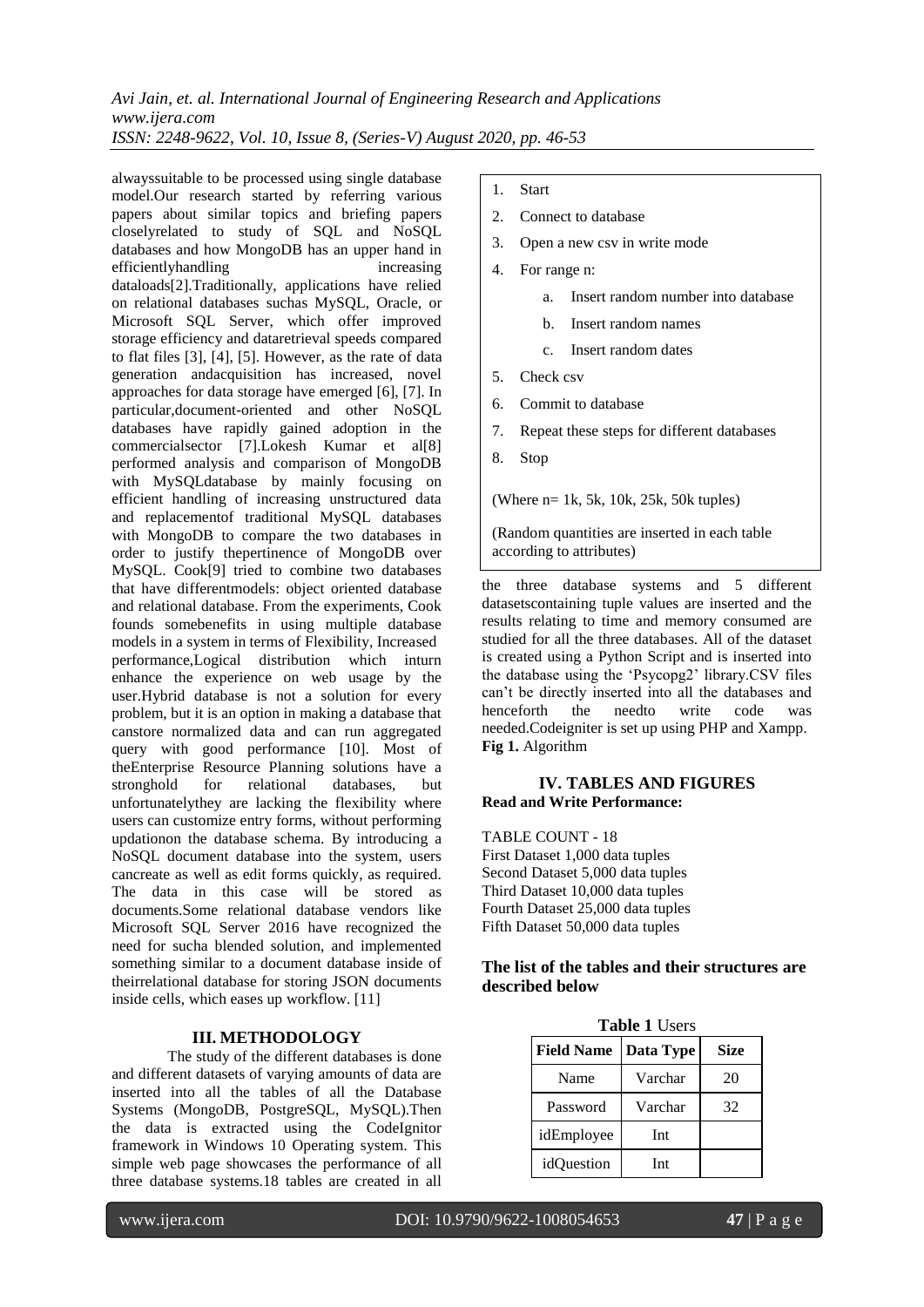alwayssuitable to be processed using single database model.Our research started by referring various papers about similar topics and briefing papers closelyrelated to study of SQL and NoSQL databases and how MongoDB has an upper hand in efficientlyhandling increasing dataloads[2].Traditionally, applications have relied on relational databases suchas MySQL, Oracle, or Microsoft SQL Server, which offer improved storage efficiency and dataretrieval speeds compared to flat files [3], [4], [5]. However, as the rate of data generation andacquisition has increased, novel approaches for data storage have emerged [6], [7]. In particular,document-oriented and other NoSQL databases have rapidly gained adoption in the commercialsector [7].Lokesh Kumar et al[8] performed analysis and comparison of MongoDB with MySQLdatabase by mainly focusing on efficient handling of increasing unstructured data and replacementof traditional MySQL databases with MongoDB to compare the two databases in order to justify thepertinence of MongoDB over MySQL. Cook[9] tried to combine two databases that have differentmodels: object oriented database and relational database. From the experiments, Cook founds somebenefits in using multiple database models in a system in terms of Flexibility, Increased performance,Logical distribution which inturn enhance the experience on web usage by the user.Hybrid database is not a solution for every problem, but it is an option in making a database that canstore normalized data and can run aggregated query with good performance [10]. Most of theEnterprise Resource Planning solutions have a stronghold for relational databases, but unfortunatelythey are lacking the flexibility where users can customize entry forms, without performing updationon the database schema. By introducing a NoSQL document database into the system, users cancreate as well as edit forms quickly, as required. The data in this case will be stored as documents.Some relational database vendors like Microsoft SQL Server 2016 have recognized the need for sucha blended solution, and implemented something similar to a document database inside of theirrelational database for storing JSON documents inside cells, which eases up workflow. [11]

## III. METHODOLOGY

The study of the different databases is done and different datasets of varying amounts of data are inserted into all the tables of all the Database Systems (MongoDB, PostgreSQL, MySQL).Then the data is extracted using the CodeIgnitor framework in Windows 10 Operating system. This simple web page showcases the performance of all three database systems.18 tables are created in all the three database systems and 5 different datasetscontaining tuple values are inserted and the results relating to time and memory consumed are studied for all the three databases. All of the dataset is created using a Python Script and is inserted into the database using the 'Psycopg2' library.CSV files can't be directly inserted into all the databases and henceforth the needto write code was needed.Codeigniter is set up using PHP and Xampp.

1. Start
2. Connect to database
3. Open a new csv in write mode
4. For range n:
    a. Insert random number into database
    b. Insert random names
    c. Insert random dates
5. Check csv
6. Commit to database
7. Repeat these steps for different databases
8. Stop

(Where n= 1k, 5k, 10k, 25k, 50k tuples)

(Random quantities are inserted in each table according to attributes)

**Fig 1.** Algorithm

## IV. TABLES AND FIGURES

**Read and Write Performance:**

TABLE COUNT - 18
First Dataset 1,000 data tuples
Second Dataset 5,000 data tuples
Third Dataset 10,000 data tuples
Fourth Dataset 25,000 data tuples
Fifth Dataset 50,000 data tuples

### The list of the tables and their structures are described below

**Table 1** Users

| Field Name | Data Type | Size |
|---|---|---|
| Name | Varchar | 20 |
| Password | Varchar | 32 |
| idEmployee | Int | |
| idQuestion | Int | |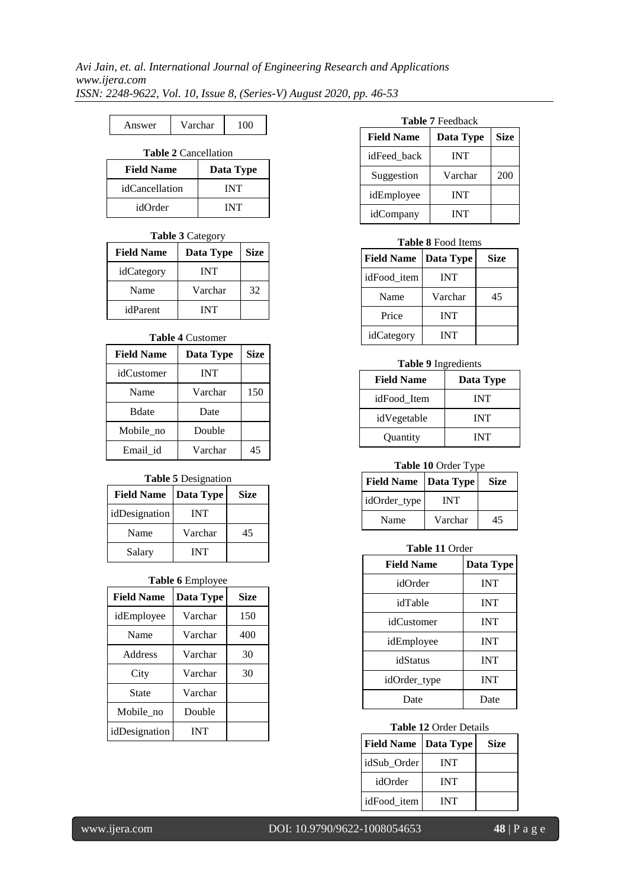| Answer | Varchar | 100 |
|---|---|---|

**Table 2** Cancellation

| Field Name | Data Type |
|---|---|
| idCancellation | INT |
| idOrder | INT |

**Table 3** Category

| Field Name | Data Type | Size |
|---|---|---|
| idCategory | INT | |
| Name | Varchar | 32 |
| idParent | INT | |

**Table 4** Customer

| Field Name | Data Type | Size |
|---|---|---|
| idCustomer | INT | |
| Name | Varchar | 150 |
| Bdate | Date | |
| Mobile_no | Double | |
| Email_id | Varchar | 45 |

**Table 5** Designation

| Field Name | Data Type | Size |
|---|---|---|
| idDesignation | INT | |
| Name | Varchar | 45 |
| Salary | INT | |

**Table 6** Employee

| Field Name | Data Type | Size |
|---|---|---|
| idEmployee | Varchar | 150 |
| Name | Varchar | 400 |
| Address | Varchar | 30 |
| City | Varchar | 30 |
| State | Varchar | |
| Mobile_no | Double | |
| idDesignation | INT | |

**Table 7** Feedback

| Field Name | Data Type | Size |
|---|---|---|
| idFeed_back | INT | |
| Suggestion | Varchar | 200 |
| idEmployee | INT | |
| idCompany | INT | |

**Table 8** Food Items

| Field Name | Data Type | Size |
|---|---|---|
| idFood_item | INT | |
| Name | Varchar | 45 |
| Price | INT | |
| idCategory | INT | |

**Table 9** Ingredients

| Field Name | Data Type |
|---|---|
| idFood_Item | INT |
| idVegetable | INT |
| Quantity | INT |

**Table 10** Order Type

| Field Name | Data Type | Size |
|---|---|---|
| idOrder_type | INT | |
| Name | Varchar | 45 |

**Table 11** Order

| Field Name | Data Type |
|---|---|
| idOrder | INT |
| idTable | INT |
| idCustomer | INT |
| idEmployee | INT |
| idStatus | INT |
| idOrder_type | INT |
| Date | Date |

**Table 12** Order Details

| Field Name | Data Type | Size |
|---|---|---|
| idSub_Order | INT | |
| idOrder | INT | |
| idFood_item | INT | |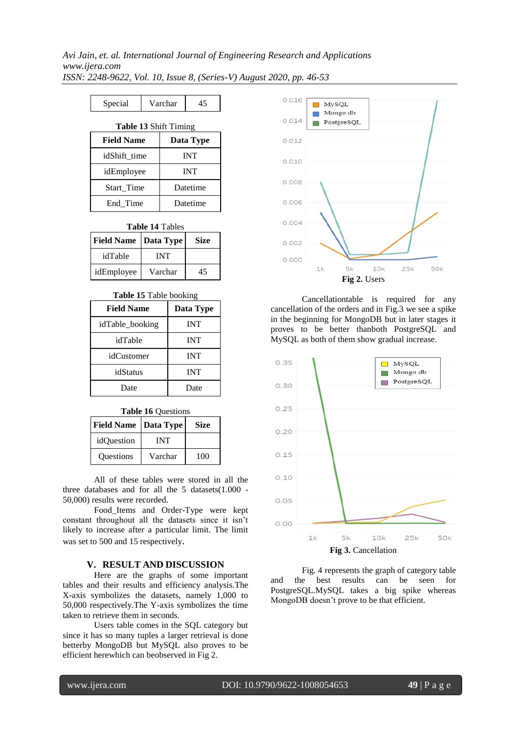| Special | Varchar | 45 |
|---|---|---|

**Table 13** Shift Timing

| Field Name | Data Type |
|---|---|
| idShift_time | INT |
| idEmployee | INT |
| Start_Time | Datetime |
| End_Time | Datetime |

**Table 14** Tables

| Field Name | Data Type | Size |
|---|---|---|
| idTable | INT | |
| idEmployee | Varchar | 45 |

**Table 15** Table booking

| Field Name | Data Type |
|---|---|
| idTable_booking | INT |
| idTable | INT |
| idCustomer | INT |
| idStatus | INT |
| Date | Date |

**Table 16** Questions

| Field Name | Data Type | Size |
|---|---|---|
| idQuestion | INT | |
| Questions | Varchar | 100 |

All of these tables were stored in all the three databases and for all the 5 datasets(1.000 - 50,000) results were recorded.

Food_Items and Order-Type were kept constant throughout all the datasets since it isn't likely to increase after a particular limit. The limit was set to 500 and 15 respectively.

## V. RESULT AND DISCUSSION

Here are the graphs of some important tables and their results and efficiency analysis.The X-axis symbolizes the datasets, namely 1,000 to 50,000 respectively.The Y-axis symbolizes the time taken to retrieve them in seconds.

Users table comes in the SQL category but since it has so many tuples a larger retrieval is done betterby MongoDB but MySQL also proves to be efficient herewhich can beobserved in Fig 2.

**Fig 2.** Users

Cancellationtable is required for any cancellation of the orders and in Fig.3 we see a spike in the beginning for MongoDB but in later stages it proves to be better thanboth PostgreSQL and MySQL as both of them show gradual increase.

**Fig 3.** Cancellation

Fig. 4 represents the graph of category table and the best results can be seen for PostgreSQL.MySQL takes a big spike whereas MongoDB doesn't prove to be that efficient.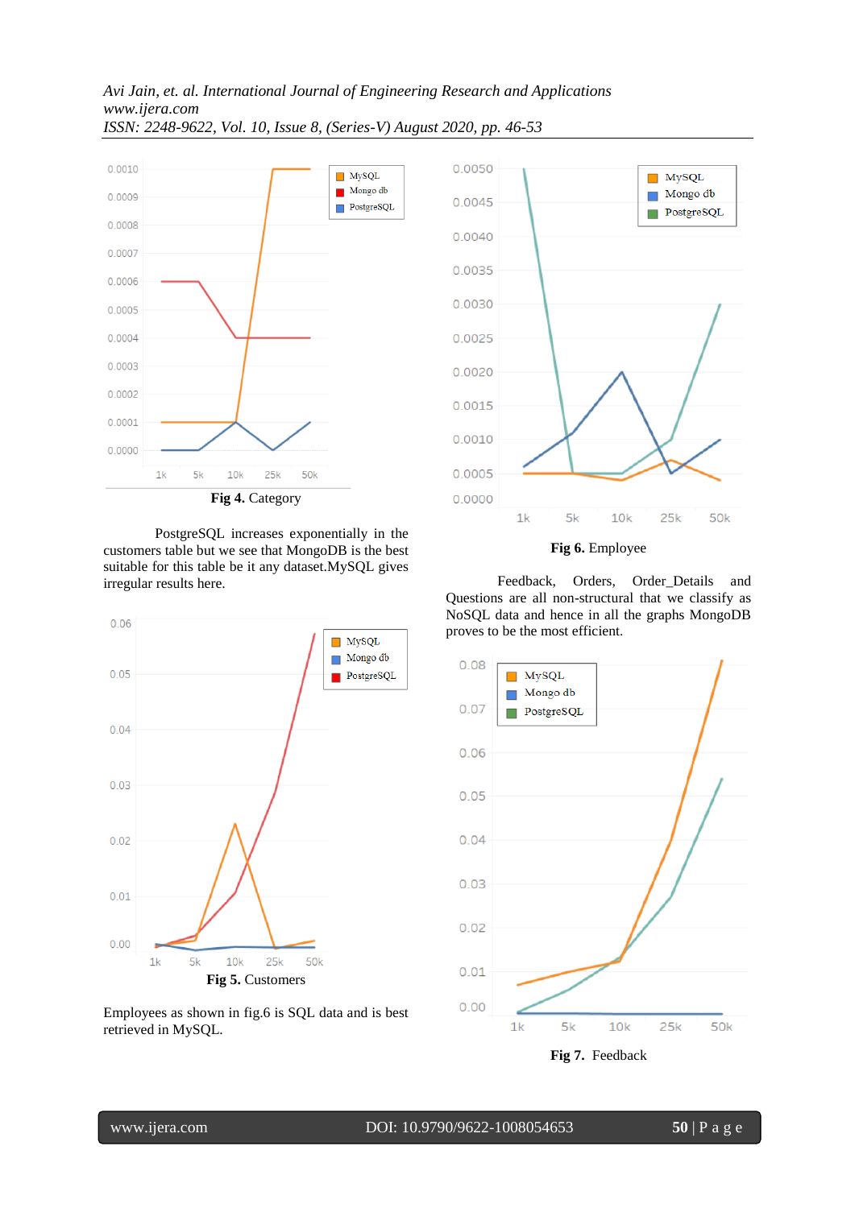Fig 4. Category

PostgreSQL increases exponentially in the customers table but we see that MongoDB is the best suitable for this table be it any dataset.MySQL gives irregular results here.

Fig 5. Customers

Employees as shown in fig.6 is SQL data and is best retrieved in MySQL.

Fig 6. Employee

Feedback, Orders, Order_Details and Questions are all non-structural that we classify as NoSQL data and hence in all the graphs MongoDB proves to be the most efficient.

Fig 7. Feedback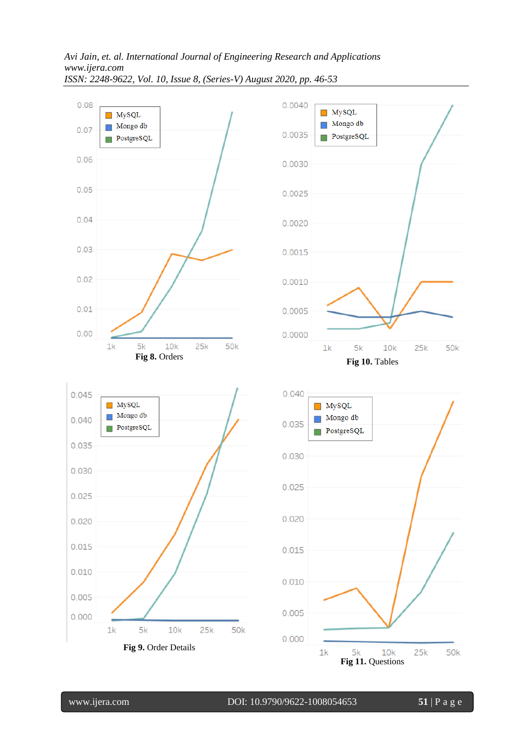Fig 8. Orders

Fig 10. Tables

Fig 9. Order Details

Fig 11. Questions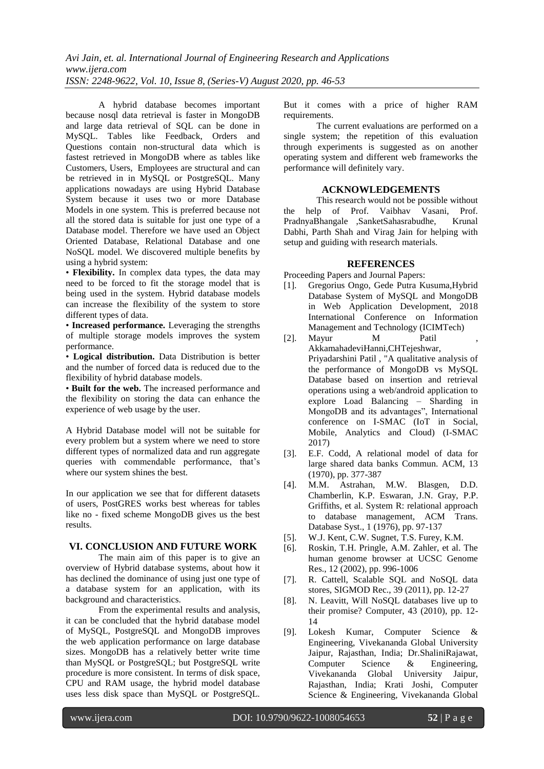A hybrid database becomes important because nosql data retrieval is faster in MongoDB and large data retrieval of SQL can be done in MySQL. Tables like Feedback, Orders and Questions contain non-structural data which is fastest retrieved in MongoDB where as tables like Customers, Users, Employees are structural and can be retrieved in in MySQL or PostgreSQL. Many applications nowadays are using Hybrid Database System because it uses two or more Database Models in one system. This is preferred because not all the stored data is suitable for just one type of a Database model. Therefore we have used an Object Oriented Database, Relational Database and one NoSQL model. We discovered multiple benefits by using a hybrid system:

• **Flexibility.** In complex data types, the data may need to be forced to fit the storage model that is being used in the system. Hybrid database models can increase the flexibility of the system to store different types of data.

• **Increased performance.** Leveraging the strengths of multiple storage models improves the system performance.

• **Logical distribution.** Data Distribution is better and the number of forced data is reduced due to the flexibility of hybrid database models.

• **Built for the web.** The increased performance and the flexibility on storing the data can enhance the experience of web usage by the user.

A Hybrid Database model will not be suitable for every problem but a system where we need to store different types of normalized data and run aggregate queries with commendable performance, that's where our system shines the best.

In our application we see that for different datasets of users, PostGRES works best whereas for tables like no - fixed scheme MongoDB gives us the best results.

## VI. CONCLUSION AND FUTURE WORK

The main aim of this paper is to give an overview of Hybrid database systems, about how it has declined the dominance of using just one type of a database system for an application, with its background and characteristics.

From the experimental results and analysis, it can be concluded that the hybrid database model of MySQL, PostgreSQL and MongoDB improves the web application performance on large database sizes. MongoDB has a relatively better write time than MySQL or PostgreSQL; but PostgreSQL write procedure is more consistent. In terms of disk space, CPU and RAM usage, the hybrid model database uses less disk space than MySQL or PostgreSQL. But it comes with a price of higher RAM requirements.

The current evaluations are performed on a single system; the repetition of this evaluation through experiments is suggested as on another operating system and different web frameworks the performance will definitely vary.

## ACKNOWLEDGEMENTS

This research would not be possible without the help of Prof. Vaibhav Vasani, Prof. PradnyaBhangale ,SanketSahasrabudhe, Krunal Dabhi, Parth Shah and Virag Jain for helping with setup and guiding with research materials.

## REFERENCES

Proceeding Papers and Journal Papers:

[1]. Gregorius Ongo, Gede Putra Kusuma,Hybrid Database System of MySQL and MongoDB in Web Application Development, 2018 International Conference on Information Management and Technology (ICIMTech)

[2]. Mayur M Patil , AkkamahadeviHanni,CHTejeshwar, Priyadarshini Patil , "A qualitative analysis of the performance of MongoDB vs MySQL Database based on insertion and retrieval operations using a web/android application to explore Load Balancing – Sharding in MongoDB and its advantages", International conference on I-SMAC (IoT in Social, Mobile, Analytics and Cloud) (I-SMAC 2017)

[3]. E.F. Codd, A relational model of data for large shared data banks Commun. ACM, 13 (1970), pp. 377-387

[4]. M.M. Astrahan, M.W. Blasgen, D.D. Chamberlin, K.P. Eswaran, J.N. Gray, P.P. Griffiths, et al. System R: relational approach to database management, ACM Trans. Database Syst., 1 (1976), pp. 97-137

[5]. W.J. Kent, C.W. Sugnet, T.S. Furey, K.M.

[6]. Roskin, T.H. Pringle, A.M. Zahler, et al. The human genome browser at UCSC Genome Res., 12 (2002), pp. 996-1006

[7]. R. Cattell, Scalable SQL and NoSQL data stores, SIGMOD Rec., 39 (2011), pp. 12-27

[8]. N. Leavitt, Will NoSQL databases live up to their promise? Computer, 43 (2010), pp. 12-14

[9]. Lokesh Kumar, Computer Science & Engineering, Vivekananda Global University Jaipur, Rajasthan, India; Dr.ShaliniRajawat, Computer Science & Engineering, Vivekananda Global University Jaipur, Rajasthan, India; Krati Joshi, Computer Science & Engineering, Vivekananda Global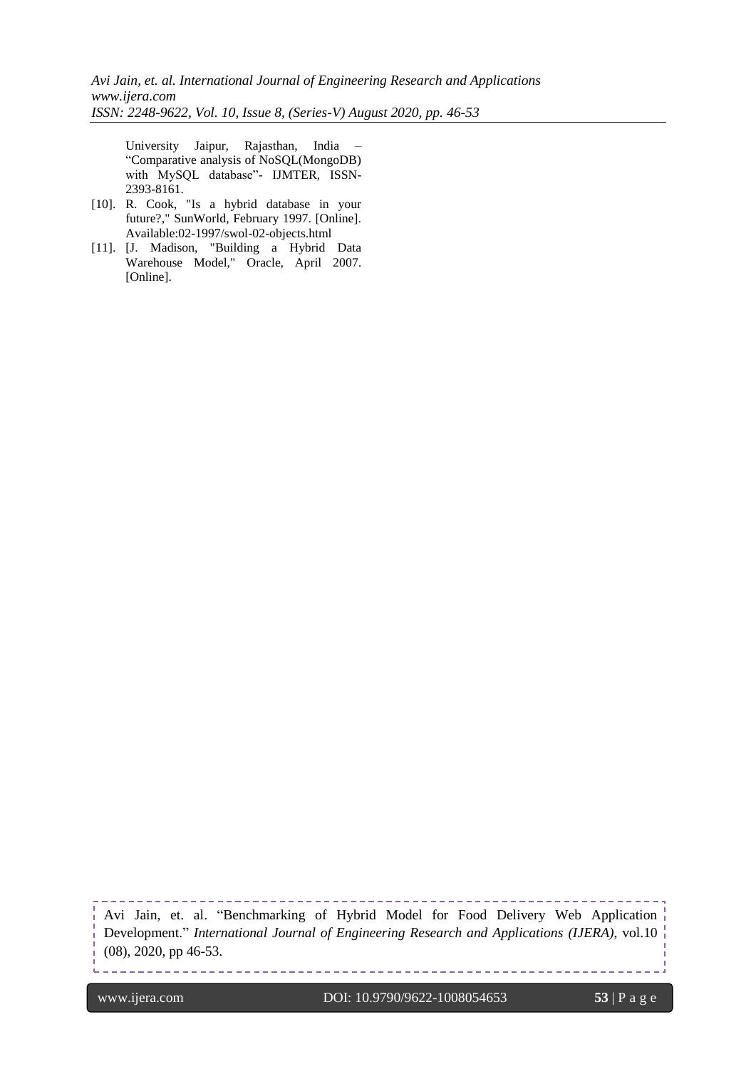University Jaipur, Rajasthan, India – "Comparative analysis of NoSQL(MongoDB) with MySQL database"- IJMTER, ISSN-2393-8161.

[10]. R. Cook, "Is a hybrid database in your future?," SunWorld, February 1997. [Online]. Available:02-1997/swol-02-objects.html

[11]. [J. Madison, "Building a Hybrid Data Warehouse Model," Oracle, April 2007. [Online].

Avi Jain, et. al. "Benchmarking of Hybrid Model for Food Delivery Web Application Development." *International Journal of Engineering Research and Applications (IJERA)*, vol.10 (08), 2020, pp 46-53.